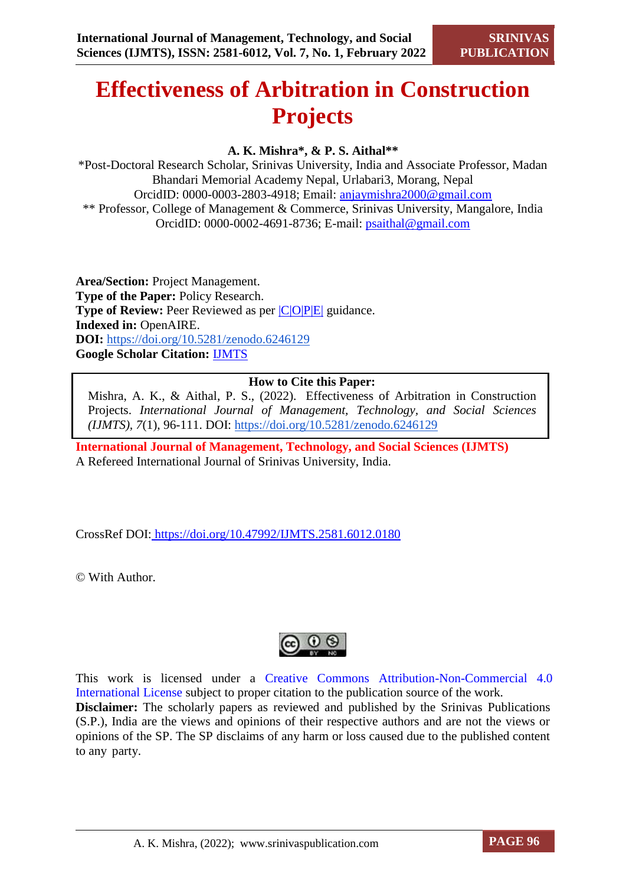# Effectiveness of Arbitration in Construction Projects

**A. K. Mishra*, & P. S. Aithal****

*Post-Doctoral Research Scholar, Srinivas University, India and Associate Professor, Madan Bhandari Memorial Academy Nepal, Urlabari3, Morang, Nepal
OrcidID: 0000-0003-2803-4918; Email: anjaymishra2000@gmail.com
** Professor, College of Management & Commerce, Srinivas University, Mangalore, India
OrcidID: 0000-0002-4691-8736; E-mail: psaithal@gmail.com

**Area/Section:** Project Management.
**Type of the Paper:** Policy Research.
**Type of Review:** Peer Reviewed as per |C|O|P|E| guidance.
**Indexed in:** OpenAIRE.
**DOI:** https://doi.org/10.5281/zenodo.6246129
**Google Scholar Citation:** IJMTS

**How to Cite this Paper:**
Mishra, A. K., & Aithal, P. S., (2022). Effectiveness of Arbitration in Construction Projects. *International Journal of Management, Technology, and Social Sciences (IJMTS)*, *7*(1), 96-111. DOI: https://doi.org/10.5281/zenodo.6246129

**International Journal of Management, Technology, and Social Sciences (IJMTS)**
A Refereed International Journal of Srinivas University, India.

CrossRef DOI: https://doi.org/10.47992/IJMTS.2581.6012.0180

© With Author.

This work is licensed under a Creative Commons Attribution-Non-Commercial 4.0 International License subject to proper citation to the publication source of the work.
**Disclaimer:** The scholarly papers as reviewed and published by the Srinivas Publications (S.P.), India are the views and opinions of their respective authors and are not the views or opinions of the SP. The SP disclaims of any harm or loss caused due to the published content to any party.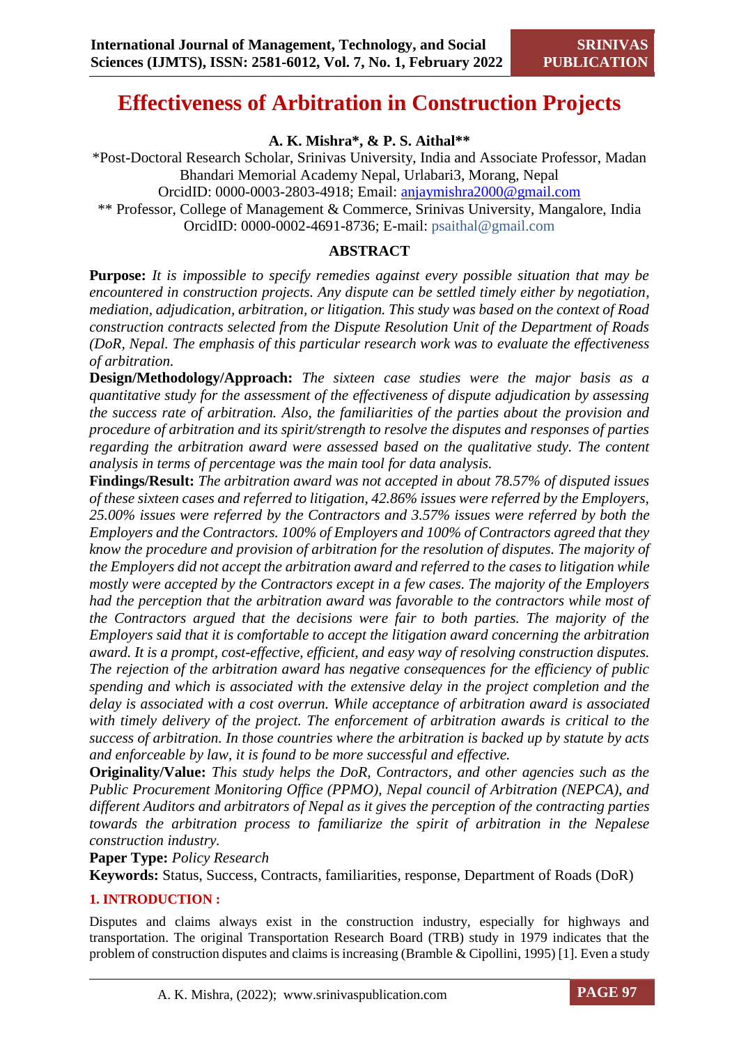# Effectiveness of Arbitration in Construction Projects

**A. K. Mishra\*, & P. S. Aithal\*\***

\*Post-Doctoral Research Scholar, Srinivas University, India and Associate Professor, Madan Bhandari Memorial Academy Nepal, Urlabari3, Morang, Nepal
OrcidID: 0000-0003-2803-4918; Email: anjaymishra2000@gmail.com

\*\* Professor, College of Management & Commerce, Srinivas University, Mangalore, India
OrcidID: 0000-0002-4691-8736; E-mail: psaithal@gmail.com

## ABSTRACT

**Purpose:** *It is impossible to specify remedies against every possible situation that may be encountered in construction projects. Any dispute can be settled timely either by negotiation, mediation, adjudication, arbitration, or litigation. This study was based on the context of Road construction contracts selected from the Dispute Resolution Unit of the Department of Roads (DoR, Nepal. The emphasis of this particular research work was to evaluate the effectiveness of arbitration.*

**Design/Methodology/Approach:** *The sixteen case studies were the major basis as a quantitative study for the assessment of the effectiveness of dispute adjudication by assessing the success rate of arbitration. Also, the familiarities of the parties about the provision and procedure of arbitration and its spirit/strength to resolve the disputes and responses of parties regarding the arbitration award were assessed based on the qualitative study. The content analysis in terms of percentage was the main tool for data analysis.*

**Findings/Result:** *The arbitration award was not accepted in about 78.57% of disputed issues of these sixteen cases and referred to litigation, 42.86% issues were referred by the Employers, 25.00% issues were referred by the Contractors and 3.57% issues were referred by both the Employers and the Contractors. 100% of Employers and 100% of Contractors agreed that they know the procedure and provision of arbitration for the resolution of disputes. The majority of the Employers did not accept the arbitration award and referred to the cases to litigation while mostly were accepted by the Contractors except in a few cases. The majority of the Employers had the perception that the arbitration award was favorable to the contractors while most of the Contractors argued that the decisions were fair to both parties. The majority of the Employers said that it is comfortable to accept the litigation award concerning the arbitration award. It is a prompt, cost-effective, efficient, and easy way of resolving construction disputes. The rejection of the arbitration award has negative consequences for the efficiency of public spending and which is associated with the extensive delay in the project completion and the delay is associated with a cost overrun. While acceptance of arbitration award is associated with timely delivery of the project. The enforcement of arbitration awards is critical to the success of arbitration. In those countries where the arbitration is backed up by statute by acts and enforceable by law, it is found to be more successful and effective.*

**Originality/Value:** *This study helps the DoR, Contractors, and other agencies such as the Public Procurement Monitoring Office (PPMO), Nepal council of Arbitration (NEPCA), and different Auditors and arbitrators of Nepal as it gives the perception of the contracting parties towards the arbitration process to familiarize the spirit of arbitration in the Nepalese construction industry.*

**Paper Type:** *Policy Research*

**Keywords:** Status, Success, Contracts, familiarities, response, Department of Roads (DoR)

## 1. INTRODUCTION :

Disputes and claims always exist in the construction industry, especially for highways and transportation. The original Transportation Research Board (TRB) study in 1979 indicates that the problem of construction disputes and claims is increasing (Bramble & Cipollini, 1995) [1]. Even a study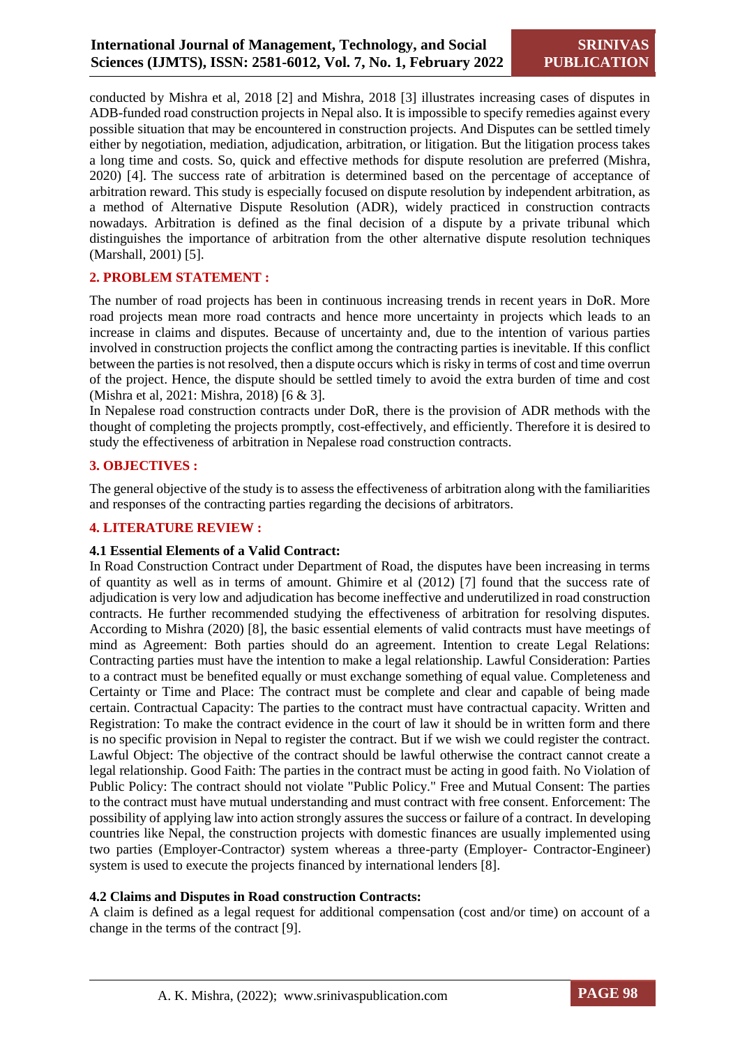conducted by Mishra et al, 2018 [2] and Mishra, 2018 [3] illustrates increasing cases of disputes in ADB-funded road construction projects in Nepal also. It is impossible to specify remedies against every possible situation that may be encountered in construction projects. And Disputes can be settled timely either by negotiation, mediation, adjudication, arbitration, or litigation. But the litigation process takes a long time and costs. So, quick and effective methods for dispute resolution are preferred (Mishra, 2020) [4]. The success rate of arbitration is determined based on the percentage of acceptance of arbitration reward. This study is especially focused on dispute resolution by independent arbitration, as a method of Alternative Dispute Resolution (ADR), widely practiced in construction contracts nowadays. Arbitration is defined as the final decision of a dispute by a private tribunal which distinguishes the importance of arbitration from the other alternative dispute resolution techniques (Marshall, 2001) [5].

## 2. PROBLEM STATEMENT :

The number of road projects has been in continuous increasing trends in recent years in DoR. More road projects mean more road contracts and hence more uncertainty in projects which leads to an increase in claims and disputes. Because of uncertainty and, due to the intention of various parties involved in construction projects the conflict among the contracting parties is inevitable. If this conflict between the parties is not resolved, then a dispute occurs which is risky in terms of cost and time overrun of the project. Hence, the dispute should be settled timely to avoid the extra burden of time and cost (Mishra et al, 2021: Mishra, 2018) [6 & 3].

In Nepalese road construction contracts under DoR, there is the provision of ADR methods with the thought of completing the projects promptly, cost-effectively, and efficiently. Therefore it is desired to study the effectiveness of arbitration in Nepalese road construction contracts.

## 3. OBJECTIVES :

The general objective of the study is to assess the effectiveness of arbitration along with the familiarities and responses of the contracting parties regarding the decisions of arbitrators.

## 4. LITERATURE REVIEW :

### 4.1 Essential Elements of a Valid Contract:

In Road Construction Contract under Department of Road, the disputes have been increasing in terms of quantity as well as in terms of amount. Ghimire et al (2012) [7] found that the success rate of adjudication is very low and adjudication has become ineffective and underutilized in road construction contracts. He further recommended studying the effectiveness of arbitration for resolving disputes. According to Mishra (2020) [8], the basic essential elements of valid contracts must have meetings of mind as Agreement: Both parties should do an agreement. Intention to create Legal Relations: Contracting parties must have the intention to make a legal relationship. Lawful Consideration: Parties to a contract must be benefited equally or must exchange something of equal value. Completeness and Certainty or Time and Place: The contract must be complete and clear and capable of being made certain. Contractual Capacity: The parties to the contract must have contractual capacity. Written and Registration: To make the contract evidence in the court of law it should be in written form and there is no specific provision in Nepal to register the contract. But if we wish we could register the contract. Lawful Object: The objective of the contract should be lawful otherwise the contract cannot create a legal relationship. Good Faith: The parties in the contract must be acting in good faith. No Violation of Public Policy: The contract should not violate "Public Policy." Free and Mutual Consent: The parties to the contract must have mutual understanding and must contract with free consent. Enforcement: The possibility of applying law into action strongly assures the success or failure of a contract. In developing countries like Nepal, the construction projects with domestic finances are usually implemented using two parties (Employer-Contractor) system whereas a three-party (Employer- Contractor-Engineer) system is used to execute the projects financed by international lenders [8].

### 4.2 Claims and Disputes in Road construction Contracts:

A claim is defined as a legal request for additional compensation (cost and/or time) on account of a change in the terms of the contract [9].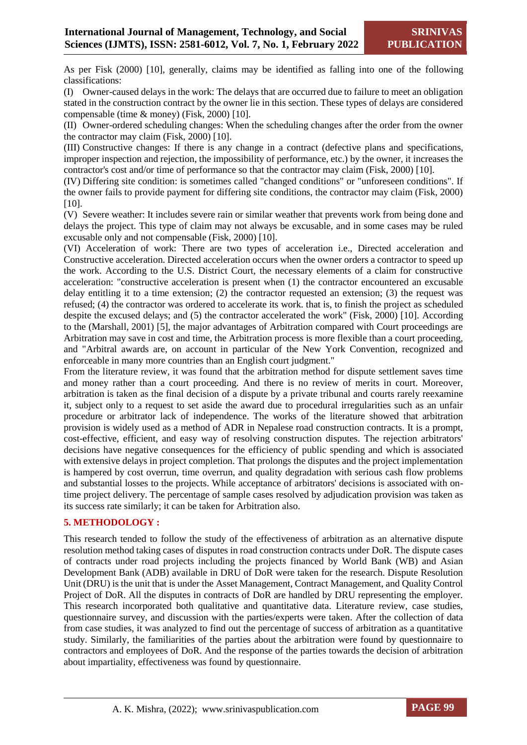As per Fisk (2000) [10], generally, claims may be identified as falling into one of the following classifications:

(I) Owner-caused delays in the work: The delays that are occurred due to failure to meet an obligation stated in the construction contract by the owner lie in this section. These types of delays are considered compensable (time & money) (Fisk, 2000) [10].

(II) Owner-ordered scheduling changes: When the scheduling changes after the order from the owner the contractor may claim (Fisk, 2000) [10].

(III) Constructive changes: If there is any change in a contract (defective plans and specifications, improper inspection and rejection, the impossibility of performance, etc.) by the owner, it increases the contractor's cost and/or time of performance so that the contractor may claim (Fisk, 2000) [10].

(IV) Differing site condition: is sometimes called "changed conditions" or "unforeseen conditions". If the owner fails to provide payment for differing site conditions, the contractor may claim (Fisk, 2000) [10].

(V) Severe weather: It includes severe rain or similar weather that prevents work from being done and delays the project. This type of claim may not always be excusable, and in some cases may be ruled excusable only and not compensable (Fisk, 2000) [10].

(VI) Acceleration of work: There are two types of acceleration i.e., Directed acceleration and Constructive acceleration. Directed acceleration occurs when the owner orders a contractor to speed up the work. According to the U.S. District Court, the necessary elements of a claim for constructive acceleration: "constructive acceleration is present when (1) the contractor encountered an excusable delay entitling it to a time extension; (2) the contractor requested an extension; (3) the request was refused; (4) the contractor was ordered to accelerate its work. that is, to finish the project as scheduled despite the excused delays; and (5) the contractor accelerated the work" (Fisk, 2000) [10]. According to the (Marshall, 2001) [5], the major advantages of Arbitration compared with Court proceedings are Arbitration may save in cost and time, the Arbitration process is more flexible than a court proceeding, and "Arbitral awards are, on account in particular of the New York Convention, recognized and enforceable in many more countries than an English court judgment."

From the literature review, it was found that the arbitration method for dispute settlement saves time and money rather than a court proceeding. And there is no review of merits in court. Moreover, arbitration is taken as the final decision of a dispute by a private tribunal and courts rarely reexamine it, subject only to a request to set aside the award due to procedural irregularities such as an unfair procedure or arbitrator lack of independence. The works of the literature showed that arbitration provision is widely used as a method of ADR in Nepalese road construction contracts. It is a prompt, cost-effective, efficient, and easy way of resolving construction disputes. The rejection arbitrators' decisions have negative consequences for the efficiency of public spending and which is associated with extensive delays in project completion. That prolongs the disputes and the project implementation is hampered by cost overrun, time overrun, and quality degradation with serious cash flow problems and substantial losses to the projects. While acceptance of arbitrators' decisions is associated with on-time project delivery. The percentage of sample cases resolved by adjudication provision was taken as its success rate similarly; it can be taken for Arbitration also.

## 5. METHODOLOGY :

This research tended to follow the study of the effectiveness of arbitration as an alternative dispute resolution method taking cases of disputes in road construction contracts under DoR. The dispute cases of contracts under road projects including the projects financed by World Bank (WB) and Asian Development Bank (ADB) available in DRU of DoR were taken for the research. Dispute Resolution Unit (DRU) is the unit that is under the Asset Management, Contract Management, and Quality Control Project of DoR. All the disputes in contracts of DoR are handled by DRU representing the employer. This research incorporated both qualitative and quantitative data. Literature review, case studies, questionnaire survey, and discussion with the parties/experts were taken. After the collection of data from case studies, it was analyzed to find out the percentage of success of arbitration as a quantitative study. Similarly, the familiarities of the parties about the arbitration were found by questionnaire to contractors and employees of DoR. And the response of the parties towards the decision of arbitration about impartiality, effectiveness was found by questionnaire.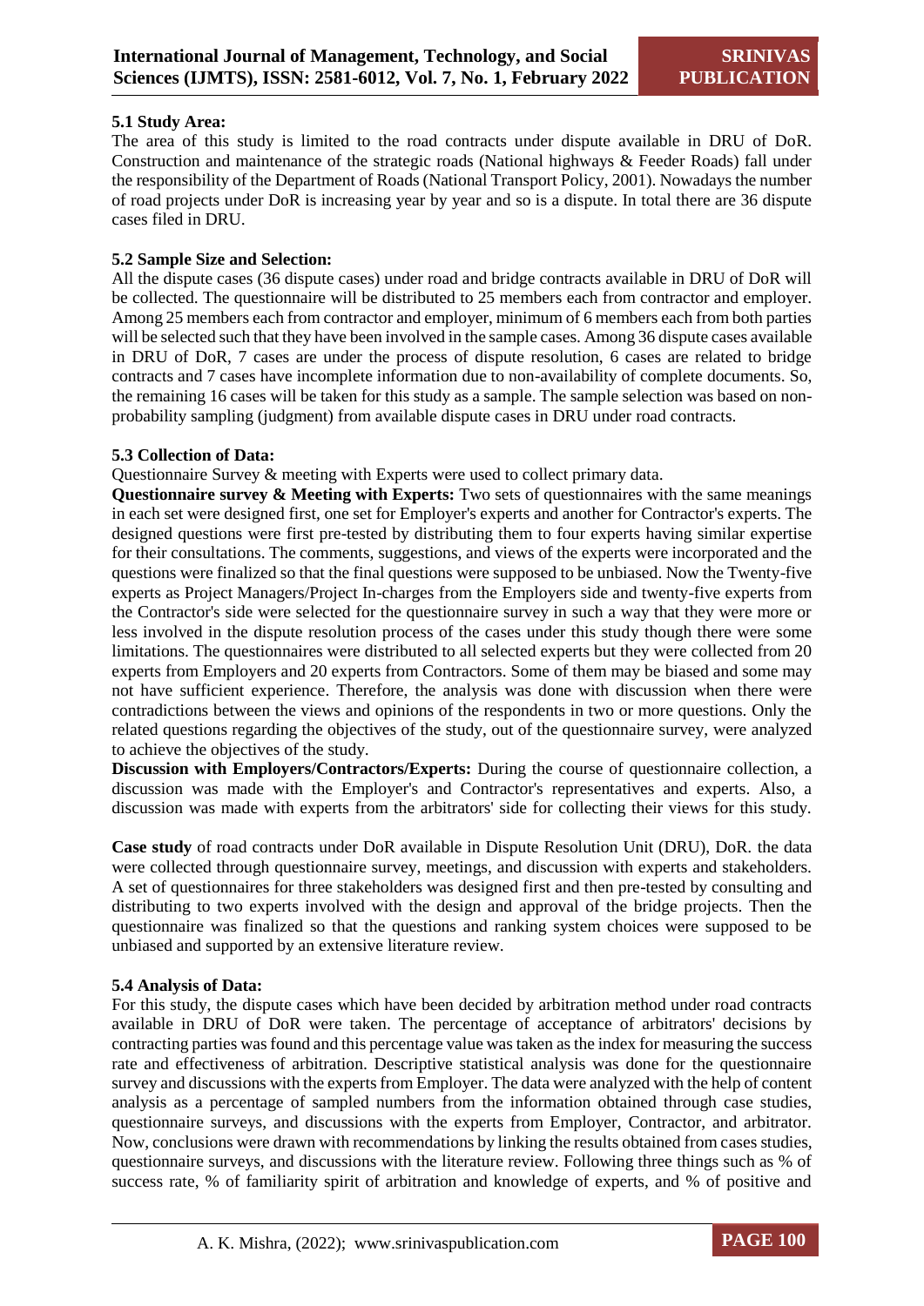### 5.1 Study Area:

The area of this study is limited to the road contracts under dispute available in DRU of DoR. Construction and maintenance of the strategic roads (National highways & Feeder Roads) fall under the responsibility of the Department of Roads (National Transport Policy, 2001). Nowadays the number of road projects under DoR is increasing year by year and so is a dispute. In total there are 36 dispute cases filed in DRU.

### 5.2 Sample Size and Selection:

All the dispute cases (36 dispute cases) under road and bridge contracts available in DRU of DoR will be collected. The questionnaire will be distributed to 25 members each from contractor and employer. Among 25 members each from contractor and employer, minimum of 6 members each from both parties will be selected such that they have been involved in the sample cases. Among 36 dispute cases available in DRU of DoR, 7 cases are under the process of dispute resolution, 6 cases are related to bridge contracts and 7 cases have incomplete information due to non-availability of complete documents. So, the remaining 16 cases will be taken for this study as a sample. The sample selection was based on non-probability sampling (judgment) from available dispute cases in DRU under road contracts.

### 5.3 Collection of Data:

Questionnaire Survey & meeting with Experts were used to collect primary data.

**Questionnaire survey & Meeting with Experts:** Two sets of questionnaires with the same meanings in each set were designed first, one set for Employer's experts and another for Contractor's experts. The designed questions were first pre-tested by distributing them to four experts having similar expertise for their consultations. The comments, suggestions, and views of the experts were incorporated and the questions were finalized so that the final questions were supposed to be unbiased. Now the Twenty-five experts as Project Managers/Project In-charges from the Employers side and twenty-five experts from the Contractor's side were selected for the questionnaire survey in such a way that they were more or less involved in the dispute resolution process of the cases under this study though there were some limitations. The questionnaires were distributed to all selected experts but they were collected from 20 experts from Employers and 20 experts from Contractors. Some of them may be biased and some may not have sufficient experience. Therefore, the analysis was done with discussion when there were contradictions between the views and opinions of the respondents in two or more questions. Only the related questions regarding the objectives of the study, out of the questionnaire survey, were analyzed to achieve the objectives of the study.

**Discussion with Employers/Contractors/Experts:** During the course of questionnaire collection, a discussion was made with the Employer's and Contractor's representatives and experts. Also, a discussion was made with experts from the arbitrators' side for collecting their views for this study.

**Case study** of road contracts under DoR available in Dispute Resolution Unit (DRU), DoR. the data were collected through questionnaire survey, meetings, and discussion with experts and stakeholders. A set of questionnaires for three stakeholders was designed first and then pre-tested by consulting and distributing to two experts involved with the design and approval of the bridge projects. Then the questionnaire was finalized so that the questions and ranking system choices were supposed to be unbiased and supported by an extensive literature review.

### 5.4 Analysis of Data:

For this study, the dispute cases which have been decided by arbitration method under road contracts available in DRU of DoR were taken. The percentage of acceptance of arbitrators' decisions by contracting parties was found and this percentage value was taken as the index for measuring the success rate and effectiveness of arbitration. Descriptive statistical analysis was done for the questionnaire survey and discussions with the experts from Employer. The data were analyzed with the help of content analysis as a percentage of sampled numbers from the information obtained through case studies, questionnaire surveys, and discussions with the experts from Employer, Contractor, and arbitrator. Now, conclusions were drawn with recommendations by linking the results obtained from cases studies, questionnaire surveys, and discussions with the literature review. Following three things such as % of success rate, % of familiarity spirit of arbitration and knowledge of experts, and % of positive and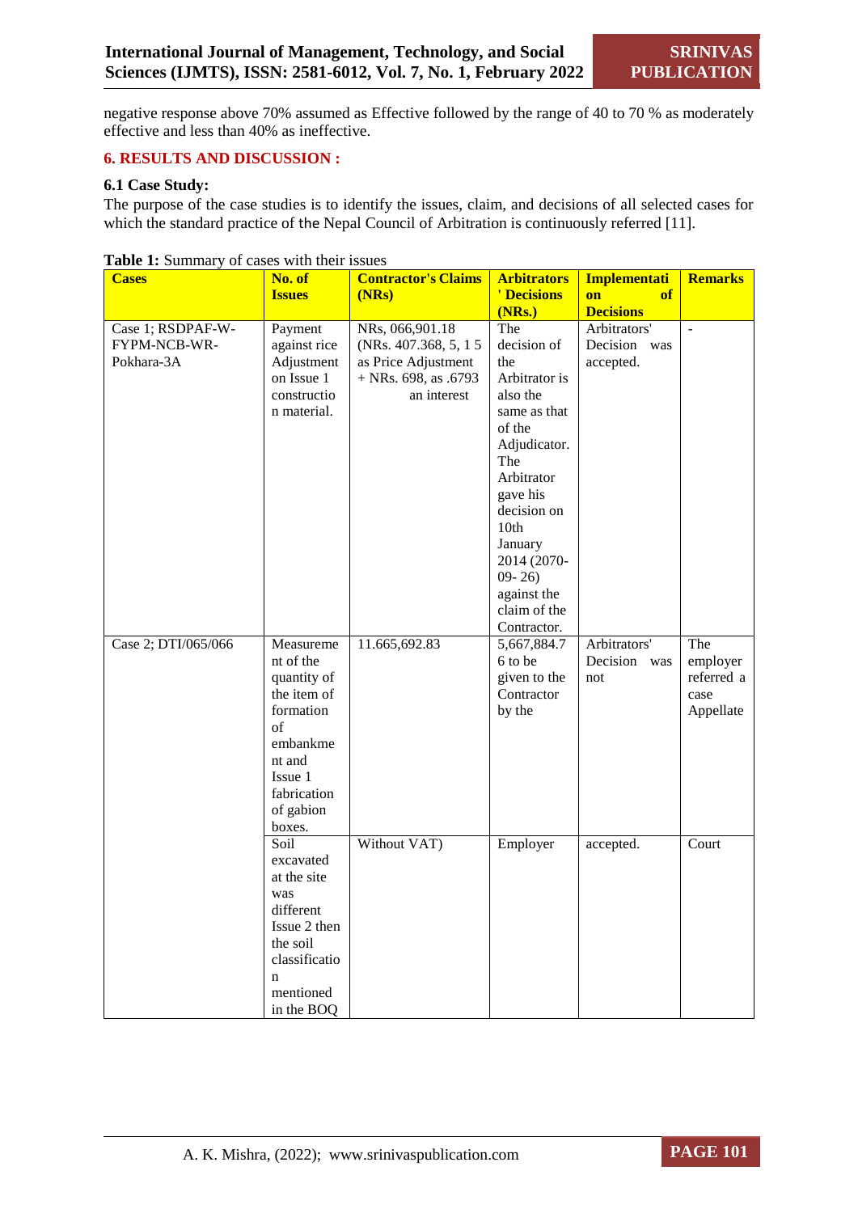negative response above 70% assumed as Effective followed by the range of 40 to 70 % as moderately effective and less than 40% as ineffective.

## 6. RESULTS AND DISCUSSION :

### 6.1 Case Study:

The purpose of the case studies is to identify the issues, claim, and decisions of all selected cases for which the standard practice of the Nepal Council of Arbitration is continuously referred [11].

**Table 1:** Summary of cases with their issues

| Cases | No. of Issues | Contractor's Claims (NRs) | Arbitrators' Decisions (NRs.) | Implementation of Decisions | Remarks |
|---|---|---|---|---|---|
| Case 1; RSDPAF-W-FYPM-NCB-WR-Pokhara-3A | Payment against rice Adjustment on Issue 1 construction material. | NRs, 066,901.18 (NRs. 407.368, 5, 1 5 as Price Adjustment + NRs. 698, as .6793 an interest | The decision of the Arbitrator is also the same as that of the Adjudicator. The Arbitrator gave his decision on 10th January 2014 (2070-09- 26) against the claim of the Contractor. | Arbitrators' Decision was accepted. | - |
| Case 2; DTI/065/066 | Measurement of the quantity of the item of formation of embankment and Issue 1 fabrication of gabion boxes. | 11.665,692.83 | 5,667,884.76 to be given to the Contractor by the | Arbitrators' Decision was not | The employer referred a case Appellate |
| | Soil excavated at the site was different Issue 2 then the soil classification mentioned in the BOQ | Without VAT) | Employer | accepted. | Court |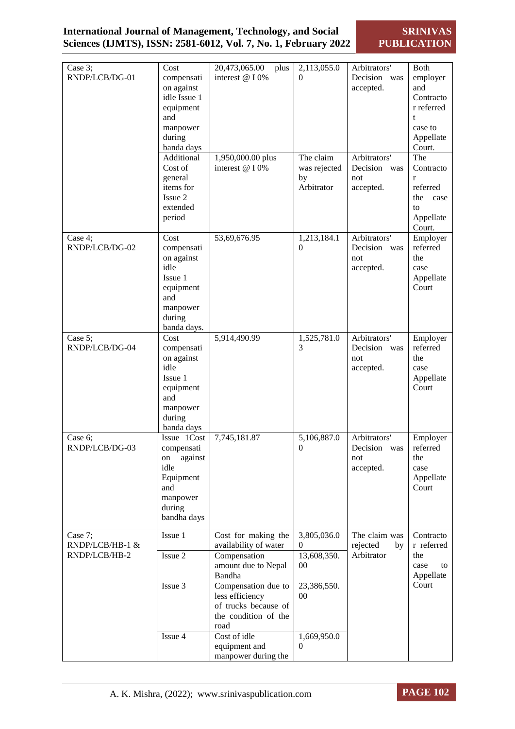| Case 3; RNDP/LCB/DG-01 | Cost compensation against idle Issue 1 equipment and manpower during banda days | 20,473,065.00 plus interest @ I 0% | 2,113,055.00 | Arbitrators' Decision was accepted. | Both employer and Contractor referred t case to Appellate Court. |
|---|---|---|---|---|---|
| | Additional Cost of general items for Issue 2 extended period | 1,950,000.00 plus interest @ I 0% | The claim was rejected by Arbitrator | Arbitrators' Decision was not accepted. | The Contractor referred the case to Appellate Court. |
| Case 4; RNDP/LCB/DG-02 | Cost compensation against idle Issue 1 equipment and manpower during banda days. | 53,69,676.95 | 1,213,184.10 | Arbitrators' Decision was not accepted. | Employer referred the case Appellate Court |
| Case 5; RNDP/LCB/DG-04 | Cost compensation against idle Issue 1 equipment and manpower during banda days | 5,914,490.99 | 1,525,781.03 | Arbitrators' Decision was not accepted. | Employer referred the case Appellate Court |
| Case 6; RNDP/LCB/DG-03 | Issue 1Cost compensation against idle Equipment and manpower during bandha days | 7,745,181.87 | 5,106,887.00 | Arbitrators' Decision was not accepted. | Employer referred the case Appellate Court |
| Case 7; RNDP/LCB/HB-1 & RNDP/LCB/HB-2 | Issue 1 | Cost for making the availability of water | 3,805,036.00 | The claim was rejected by Arbitrator | Contractor referred the case to Appellate Court |
| | Issue 2 | Compensation amount due to Nepal Bandha | 13,608,350.00 | | |
| | Issue 3 | Compensation due to less efficiency of trucks because of the condition of the road | 23,386,550.00 | | |
| | Issue 4 | Cost of idle equipment and manpower during the | 1,669,950.00 | | |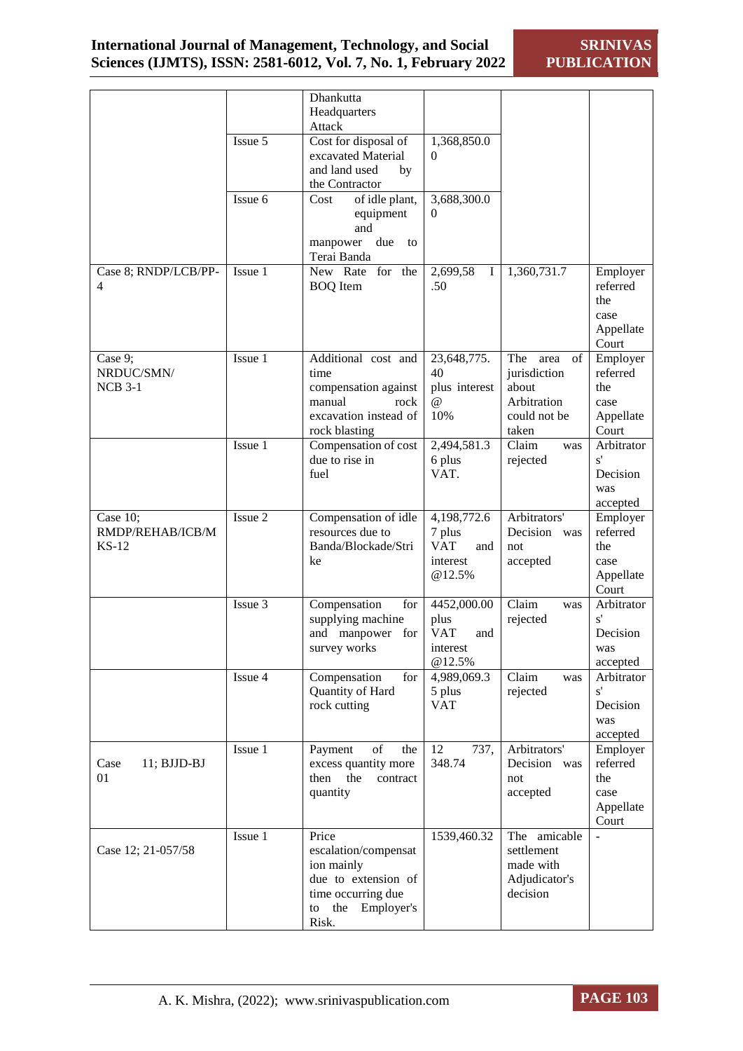|  |  |  |  |  |  |
|---|---|---|---|---|---|
|  |  | Dhankutta Headquarters Attack |  |  |  |
|  | Issue 5 | Cost for disposal of excavated Material and land used by the Contractor | 1,368,850.00 |  |  |
|  | Issue 6 | Cost of idle plant, equipment and manpower due to Terai Banda | 3,688,300.00 |  |  |
| Case 8; RNDP/LCB/PP-4 | Issue 1 | New Rate for the BOQ Item | 2,699,58 I .50 | 1,360,731.7 | Employer referred the case Appellate Court |
| Case 9; NRDUC/SMN/ NCB 3-1 | Issue 1 | Additional cost and time compensation against manual rock excavation instead of rock blasting | 23,648,775.40 plus interest @ 10% | The area of jurisdiction about Arbitration could not be taken | Employer referred the case Appellate Court |
|  | Issue 1 | Compensation of cost due to rise in fuel | 2,494,581.36 plus VAT. | Claim was rejected | Arbitrators' Decision was accepted |
| Case 10; RMDP/REHAB/ICB/MKS-12 | Issue 2 | Compensation of idle resources due to Banda/Blockade/Strike | 4,198,772.67 plus VAT and interest @12.5% | Arbitrators' Decision was not accepted | Employer referred the case Appellate Court |
|  | Issue 3 | Compensation for supplying machine and manpower for survey works | 4452,000.00 plus VAT and interest @12.5% | Claim was rejected | Arbitrators' Decision was accepted |
|  | Issue 4 | Compensation for Quantity of Hard rock cutting | 4,989,069.35 plus VAT | Claim was rejected | Arbitrators' Decision was accepted |
| Case 11; BJJD-BJ 01 | Issue 1 | Payment of the excess quantity more then the contract quantity | 12 737, 348.74 | Arbitrators' Decision was not accepted | Employer referred the case Appellate Court |
| Case 12; 21-057/58 | Issue 1 | Price escalation/compensation mainly due to extension of time occurring due to the Employer's Risk. | 1539,460.32 | The amicable settlement made with Adjudicator's decision | - |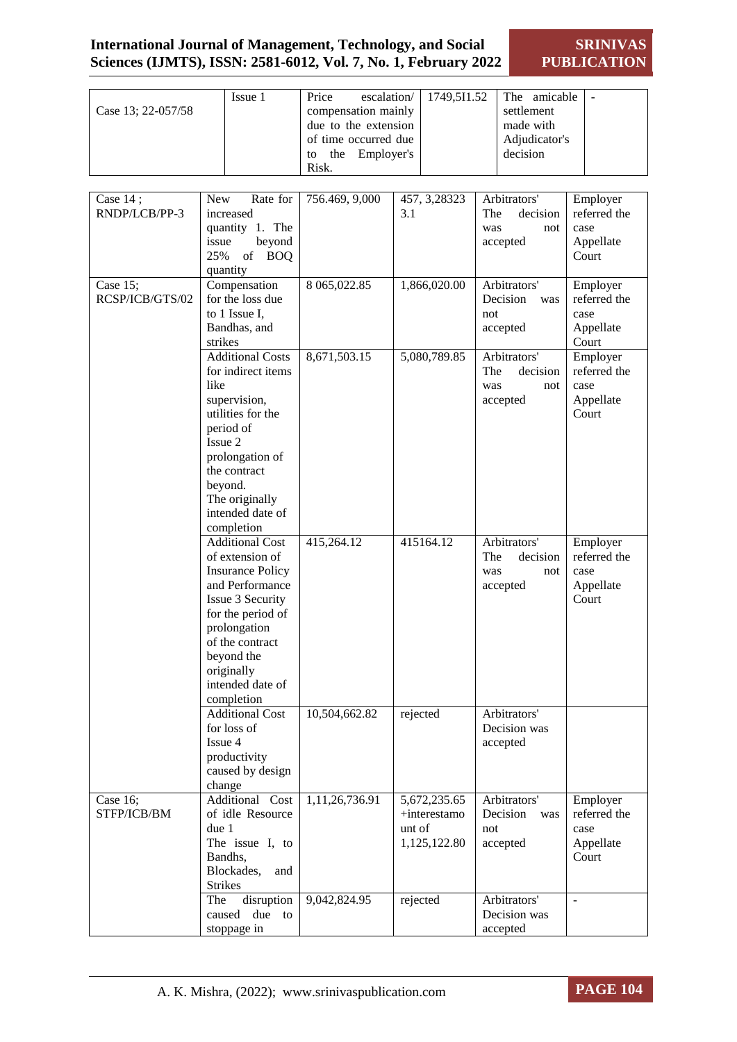| Case 13; 22-057/58 | Issue 1 | Price escalation/ compensation mainly due to the extension of time occurred due to the Employer's Risk. | 1749,5I1.52 | The amicable settlement made with Adjudicator's decision | - |
|---|---|---|---|---|---|

| Case 14 ; RNDP/LCB/PP-3 | New Rate for increased quantity 1. The issue beyond 25% of BOQ quantity | 756.469, 9,000 | 457, 3,28323 3.1 | Arbitrators' The decision was not accepted | Employer referred the case Appellate Court |
|---|---|---|---|---|---|
| Case 15; RCSP/ICB/GTS/02 | Compensation for the loss due to 1 Issue I, Bandhas, and strikes | 8 065,022.85 | 1,866,020.00 | Arbitrators' Decision was not accepted | Employer referred the case Appellate Court |
| | Additional Costs for indirect items like supervision, utilities for the period of Issue 2 prolongation of the contract beyond. The originally intended date of completion | 8,671,503.15 | 5,080,789.85 | Arbitrators' The decision was not accepted | Employer referred the case Appellate Court |
| | Additional Cost of extension of Insurance Policy and Performance Issue 3 Security for the period of prolongation of the contract beyond the originally intended date of completion | 415,264.12 | 415164.12 | Arbitrators' The decision was not accepted | Employer referred the case Appellate Court |
| | Additional Cost for loss of Issue 4 productivity caused by design change | 10,504,662.82 | rejected | Arbitrators' Decision was accepted | |
| Case 16; STFP/ICB/BM | Additional Cost of idle Resource due 1 The issue I, to Bandhs, Blockades, and Strikes | 1,11,26,736.91 | 5,672,235.65 +interestamount of 1,125,122.80 | Arbitrators' Decision was not accepted | Employer referred the case Appellate Court |
| | The disruption caused due to stoppage in | 9,042,824.95 | rejected | Arbitrators' Decision was accepted | - |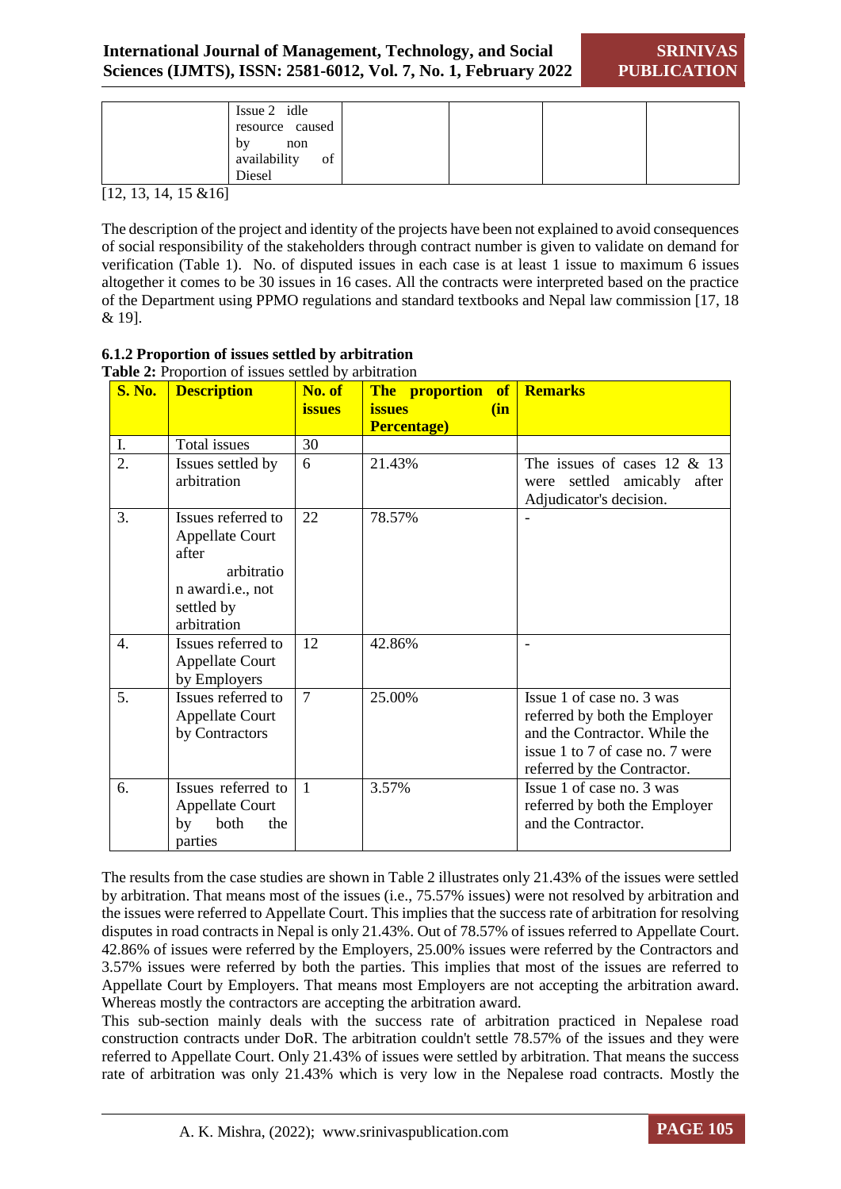| | Issue 2 idle resource caused by non availability of Diesel | | | | |
|---|---|---|---|---|---|

[12, 13, 14, 15 &16]

The description of the project and identity of the projects have been not explained to avoid consequences of social responsibility of the stakeholders through contract number is given to validate on demand for verification (Table 1). No. of disputed issues in each case is at least 1 issue to maximum 6 issues altogether it comes to be 30 issues in 16 cases. All the contracts were interpreted based on the practice of the Department using PPMO regulations and standard textbooks and Nepal law commission [17, 18 & 19].

### 6.1.2 Proportion of issues settled by arbitration

**Table 2:** Proportion of issues settled by arbitration

| S. No. | Description | No. of issues | The proportion of issues (in Percentage) | Remarks |
|---|---|---|---|---|
| I. | Total issues | 30 | | |
| 2. | Issues settled by arbitration | 6 | 21.43% | The issues of cases 12 & 13 were settled amicably after Adjudicator's decision. |
| 3. | Issues referred to Appellate Court after arbitration awardi.e., not settled by arbitration | 22 | 78.57% | - |
| 4. | Issues referred to Appellate Court by Employers | 12 | 42.86% | - |
| 5. | Issues referred to Appellate Court by Contractors | 7 | 25.00% | Issue 1 of case no. 3 was referred by both the Employer and the Contractor. While the issue 1 to 7 of case no. 7 were referred by the Contractor. |
| 6. | Issues referred to Appellate Court by both the parties | 1 | 3.57% | Issue 1 of case no. 3 was referred by both the Employer and the Contractor. |

The results from the case studies are shown in Table 2 illustrates only 21.43% of the issues were settled by arbitration. That means most of the issues (i.e., 75.57% issues) were not resolved by arbitration and the issues were referred to Appellate Court. This implies that the success rate of arbitration for resolving disputes in road contracts in Nepal is only 21.43%. Out of 78.57% of issues referred to Appellate Court. 42.86% of issues were referred by the Employers, 25.00% issues were referred by the Contractors and 3.57% issues were referred by both the parties. This implies that most of the issues are referred to Appellate Court by Employers. That means most Employers are not accepting the arbitration award. Whereas mostly the contractors are accepting the arbitration award.

This sub-section mainly deals with the success rate of arbitration practiced in Nepalese road construction contracts under DoR. The arbitration couldn't settle 78.57% of the issues and they were referred to Appellate Court. Only 21.43% of issues were settled by arbitration. That means the success rate of arbitration was only 21.43% which is very low in the Nepalese road contracts. Mostly the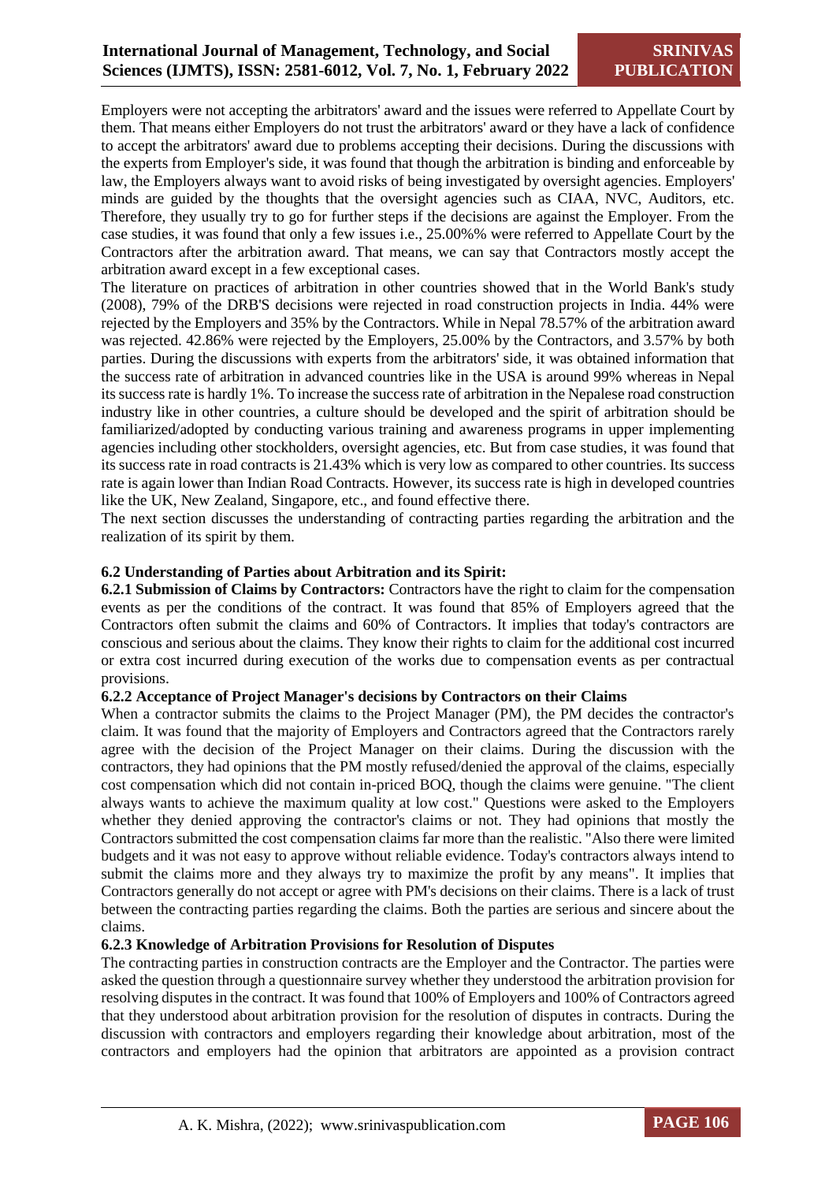Employers were not accepting the arbitrators' award and the issues were referred to Appellate Court by them. That means either Employers do not trust the arbitrators' award or they have a lack of confidence to accept the arbitrators' award due to problems accepting their decisions. During the discussions with the experts from Employer's side, it was found that though the arbitration is binding and enforceable by law, the Employers always want to avoid risks of being investigated by oversight agencies. Employers' minds are guided by the thoughts that the oversight agencies such as CIAA, NVC, Auditors, etc. Therefore, they usually try to go for further steps if the decisions are against the Employer. From the case studies, it was found that only a few issues i.e., 25.00%% were referred to Appellate Court by the Contractors after the arbitration award. That means, we can say that Contractors mostly accept the arbitration award except in a few exceptional cases.

The literature on practices of arbitration in other countries showed that in the World Bank's study (2008), 79% of the DRB'S decisions were rejected in road construction projects in India. 44% were rejected by the Employers and 35% by the Contractors. While in Nepal 78.57% of the arbitration award was rejected. 42.86% were rejected by the Employers, 25.00% by the Contractors, and 3.57% by both parties. During the discussions with experts from the arbitrators' side, it was obtained information that the success rate of arbitration in advanced countries like in the USA is around 99% whereas in Nepal its success rate is hardly 1%. To increase the success rate of arbitration in the Nepalese road construction industry like in other countries, a culture should be developed and the spirit of arbitration should be familiarized/adopted by conducting various training and awareness programs in upper implementing agencies including other stockholders, oversight agencies, etc. But from case studies, it was found that its success rate in road contracts is 21.43% which is very low as compared to other countries. Its success rate is again lower than Indian Road Contracts. However, its success rate is high in developed countries like the UK, New Zealand, Singapore, etc., and found effective there.

The next section discusses the understanding of contracting parties regarding the arbitration and the realization of its spirit by them.

### 6.2 Understanding of Parties about Arbitration and its Spirit:

**6.2.1 Submission of Claims by Contractors:** Contractors have the right to claim for the compensation events as per the conditions of the contract. It was found that 85% of Employers agreed that the Contractors often submit the claims and 60% of Contractors. It implies that today's contractors are conscious and serious about the claims. They know their rights to claim for the additional cost incurred or extra cost incurred during execution of the works due to compensation events as per contractual provisions.

#### 6.2.2 Acceptance of Project Manager's decisions by Contractors on their Claims

When a contractor submits the claims to the Project Manager (PM), the PM decides the contractor's claim. It was found that the majority of Employers and Contractors agreed that the Contractors rarely agree with the decision of the Project Manager on their claims. During the discussion with the contractors, they had opinions that the PM mostly refused/denied the approval of the claims, especially cost compensation which did not contain in-priced BOQ, though the claims were genuine. "The client always wants to achieve the maximum quality at low cost." Questions were asked to the Employers whether they denied approving the contractor's claims or not. They had opinions that mostly the Contractors submitted the cost compensation claims far more than the realistic. "Also there were limited budgets and it was not easy to approve without reliable evidence. Today's contractors always intend to submit the claims more and they always try to maximize the profit by any means". It implies that Contractors generally do not accept or agree with PM's decisions on their claims. There is a lack of trust between the contracting parties regarding the claims. Both the parties are serious and sincere about the claims.

#### 6.2.3 Knowledge of Arbitration Provisions for Resolution of Disputes

The contracting parties in construction contracts are the Employer and the Contractor. The parties were asked the question through a questionnaire survey whether they understood the arbitration provision for resolving disputes in the contract. It was found that 100% of Employers and 100% of Contractors agreed that they understood about arbitration provision for the resolution of disputes in contracts. During the discussion with contractors and employers regarding their knowledge about arbitration, most of the contractors and employers had the opinion that arbitrators are appointed as a provision contract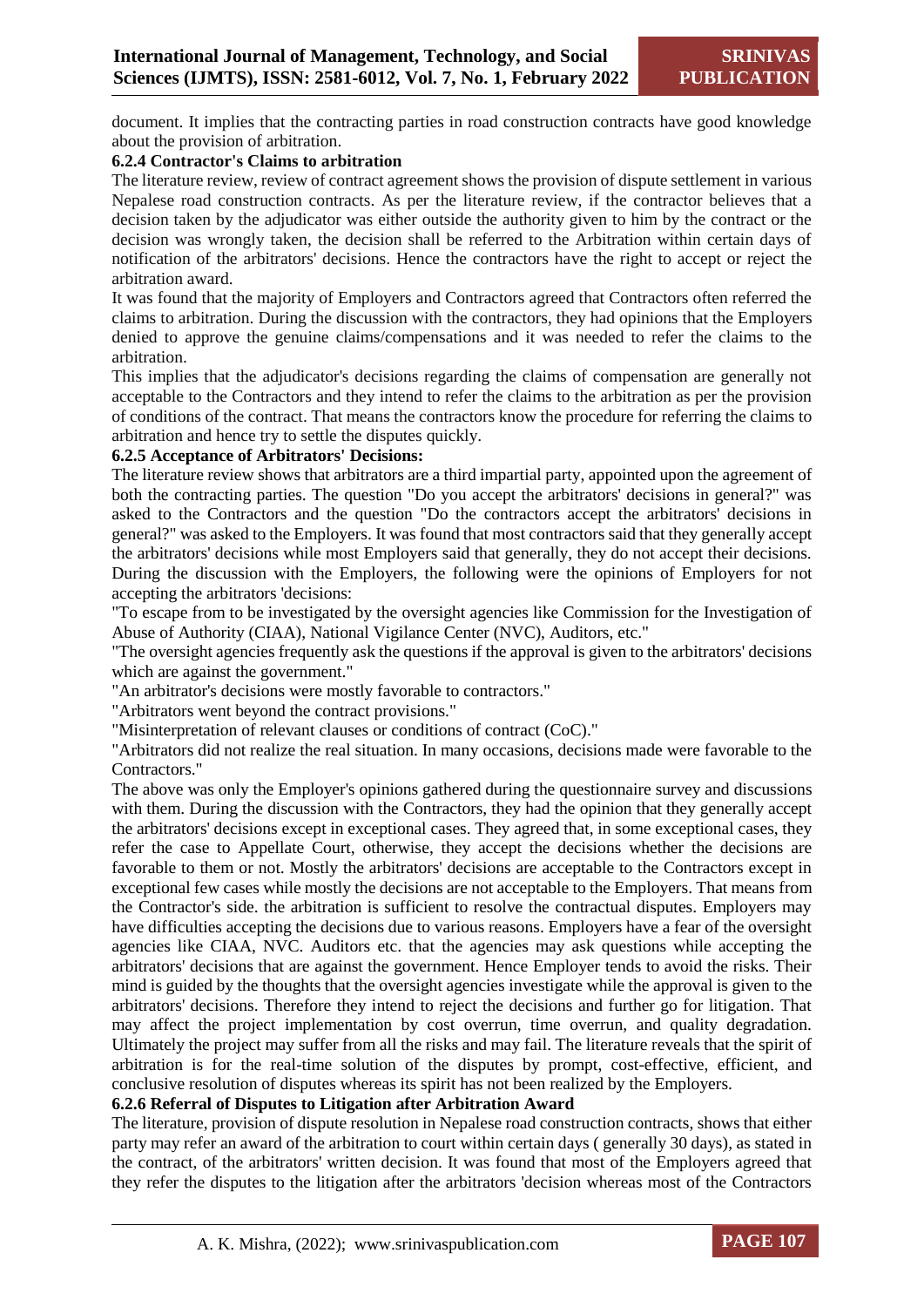document. It implies that the contracting parties in road construction contracts have good knowledge about the provision of arbitration.

### 6.2.4 Contractor's Claims to arbitration

The literature review, review of contract agreement shows the provision of dispute settlement in various Nepalese road construction contracts. As per the literature review, if the contractor believes that a decision taken by the adjudicator was either outside the authority given to him by the contract or the decision was wrongly taken, the decision shall be referred to the Arbitration within certain days of notification of the arbitrators' decisions. Hence the contractors have the right to accept or reject the arbitration award.

It was found that the majority of Employers and Contractors agreed that Contractors often referred the claims to arbitration. During the discussion with the contractors, they had opinions that the Employers denied to approve the genuine claims/compensations and it was needed to refer the claims to the arbitration.

This implies that the adjudicator's decisions regarding the claims of compensation are generally not acceptable to the Contractors and they intend to refer the claims to the arbitration as per the provision of conditions of the contract. That means the contractors know the procedure for referring the claims to arbitration and hence try to settle the disputes quickly.

### 6.2.5 Acceptance of Arbitrators' Decisions:

The literature review shows that arbitrators are a third impartial party, appointed upon the agreement of both the contracting parties. The question "Do you accept the arbitrators' decisions in general?" was asked to the Contractors and the question "Do the contractors accept the arbitrators' decisions in general?" was asked to the Employers. It was found that most contractors said that they generally accept the arbitrators' decisions while most Employers said that generally, they do not accept their decisions. During the discussion with the Employers, the following were the opinions of Employers for not accepting the arbitrators 'decisions:

"To escape from to be investigated by the oversight agencies like Commission for the Investigation of Abuse of Authority (CIAA), National Vigilance Center (NVC), Auditors, etc."

"The oversight agencies frequently ask the questions if the approval is given to the arbitrators' decisions which are against the government."

"An arbitrator's decisions were mostly favorable to contractors."

"Arbitrators went beyond the contract provisions."

"Misinterpretation of relevant clauses or conditions of contract (CoC)."

"Arbitrators did not realize the real situation. In many occasions, decisions made were favorable to the Contractors."

The above was only the Employer's opinions gathered during the questionnaire survey and discussions with them. During the discussion with the Contractors, they had the opinion that they generally accept the arbitrators' decisions except in exceptional cases. They agreed that, in some exceptional cases, they refer the case to Appellate Court, otherwise, they accept the decisions whether the decisions are favorable to them or not. Mostly the arbitrators' decisions are acceptable to the Contractors except in exceptional few cases while mostly the decisions are not acceptable to the Employers. That means from the Contractor's side. the arbitration is sufficient to resolve the contractual disputes. Employers may have difficulties accepting the decisions due to various reasons. Employers have a fear of the oversight agencies like CIAA, NVC. Auditors etc. that the agencies may ask questions while accepting the arbitrators' decisions that are against the government. Hence Employer tends to avoid the risks. Their mind is guided by the thoughts that the oversight agencies investigate while the approval is given to the arbitrators' decisions. Therefore they intend to reject the decisions and further go for litigation. That may affect the project implementation by cost overrun, time overrun, and quality degradation. Ultimately the project may suffer from all the risks and may fail. The literature reveals that the spirit of arbitration is for the real-time solution of the disputes by prompt, cost-effective, efficient, and conclusive resolution of disputes whereas its spirit has not been realized by the Employers.

### 6.2.6 Referral of Disputes to Litigation after Arbitration Award

The literature, provision of dispute resolution in Nepalese road construction contracts, shows that either party may refer an award of the arbitration to court within certain days ( generally 30 days), as stated in the contract, of the arbitrators' written decision. It was found that most of the Employers agreed that they refer the disputes to the litigation after the arbitrators 'decision whereas most of the Contractors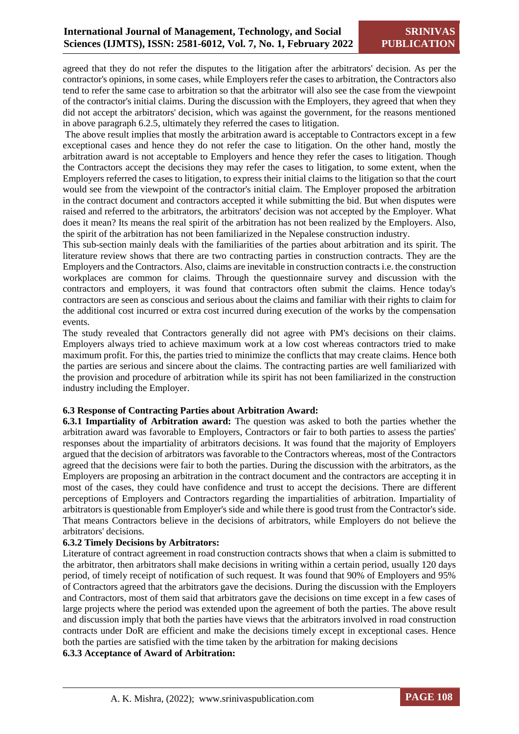agreed that they do not refer the disputes to the litigation after the arbitrators' decision. As per the contractor's opinions, in some cases, while Employers refer the cases to arbitration, the Contractors also tend to refer the same case to arbitration so that the arbitrator will also see the case from the viewpoint of the contractor's initial claims. During the discussion with the Employers, they agreed that when they did not accept the arbitrators' decision, which was against the government, for the reasons mentioned in above paragraph 6.2.5, ultimately they referred the cases to litigation.

The above result implies that mostly the arbitration award is acceptable to Contractors except in a few exceptional cases and hence they do not refer the case to litigation. On the other hand, mostly the arbitration award is not acceptable to Employers and hence they refer the cases to litigation. Though the Contractors accept the decisions they may refer the cases to litigation, to some extent, when the Employers referred the cases to litigation, to express their initial claims to the litigation so that the court would see from the viewpoint of the contractor's initial claim. The Employer proposed the arbitration in the contract document and contractors accepted it while submitting the bid. But when disputes were raised and referred to the arbitrators, the arbitrators' decision was not accepted by the Employer. What does it mean? Its means the real spirit of the arbitration has not been realized by the Employers. Also, the spirit of the arbitration has not been familiarized in the Nepalese construction industry.

This sub-section mainly deals with the familiarities of the parties about arbitration and its spirit. The literature review shows that there are two contracting parties in construction contracts. They are the Employers and the Contractors. Also, claims are inevitable in construction contracts i.e. the construction workplaces are common for claims. Through the questionnaire survey and discussion with the contractors and employers, it was found that contractors often submit the claims. Hence today's contractors are seen as conscious and serious about the claims and familiar with their rights to claim for the additional cost incurred or extra cost incurred during execution of the works by the compensation events.

The study revealed that Contractors generally did not agree with PM's decisions on their claims. Employers always tried to achieve maximum work at a low cost whereas contractors tried to make maximum profit. For this, the parties tried to minimize the conflicts that may create claims. Hence both the parties are serious and sincere about the claims. The contracting parties are well familiarized with the provision and procedure of arbitration while its spirit has not been familiarized in the construction industry including the Employer.

### 6.3 Response of Contracting Parties about Arbitration Award:

**6.3.1 Impartiality of Arbitration award:** The question was asked to both the parties whether the arbitration award was favorable to Employers, Contractors or fair to both parties to assess the parties' responses about the impartiality of arbitrators decisions. It was found that the majority of Employers argued that the decision of arbitrators was favorable to the Contractors whereas, most of the Contractors agreed that the decisions were fair to both the parties. During the discussion with the arbitrators, as the Employers are proposing an arbitration in the contract document and the contractors are accepting it in most of the cases, they could have confidence and trust to accept the decisions. There are different perceptions of Employers and Contractors regarding the impartialities of arbitration. Impartiality of arbitrators is questionable from Employer's side and while there is good trust from the Contractor's side. That means Contractors believe in the decisions of arbitrators, while Employers do not believe the arbitrators' decisions.

#### 6.3.2 Timely Decisions by Arbitrators:

Literature of contract agreement in road construction contracts shows that when a claim is submitted to the arbitrator, then arbitrators shall make decisions in writing within a certain period, usually 120 days period, of timely receipt of notification of such request. It was found that 90% of Employers and 95% of Contractors agreed that the arbitrators gave the decisions. During the discussion with the Employers and Contractors, most of them said that arbitrators gave the decisions on time except in a few cases of large projects where the period was extended upon the agreement of both the parties. The above result and discussion imply that both the parties have views that the arbitrators involved in road construction contracts under DoR are efficient and make the decisions timely except in exceptional cases. Hence both the parties are satisfied with the time taken by the arbitration for making decisions

#### 6.3.3 Acceptance of Award of Arbitration: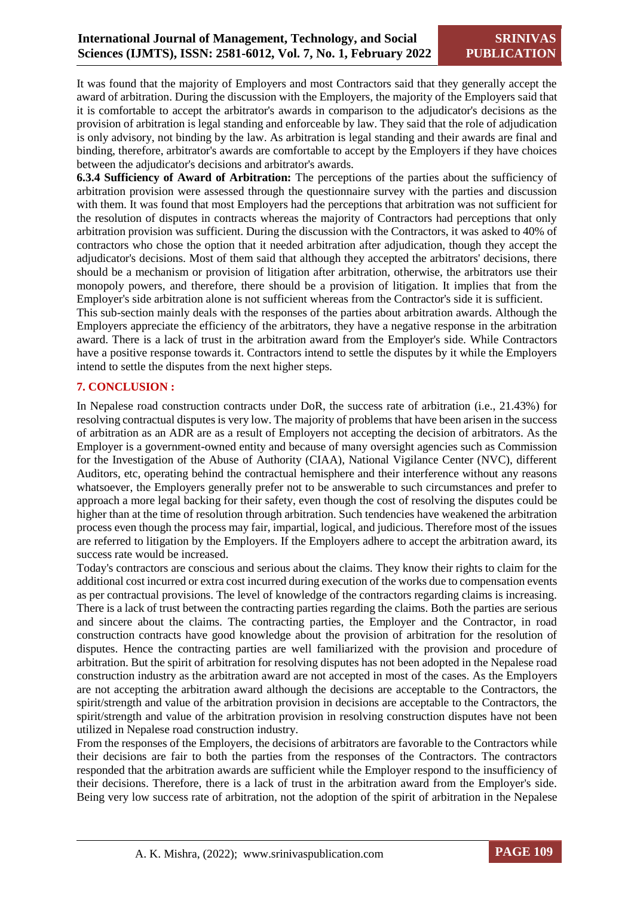It was found that the majority of Employers and most Contractors said that they generally accept the award of arbitration. During the discussion with the Employers, the majority of the Employers said that it is comfortable to accept the arbitrator's awards in comparison to the adjudicator's decisions as the provision of arbitration is legal standing and enforceable by law. They said that the role of adjudication is only advisory, not binding by the law. As arbitration is legal standing and their awards are final and binding, therefore, arbitrator's awards are comfortable to accept by the Employers if they have choices between the adjudicator's decisions and arbitrator's awards.

**6.3.4 Sufficiency of Award of Arbitration:** The perceptions of the parties about the sufficiency of arbitration provision were assessed through the questionnaire survey with the parties and discussion with them. It was found that most Employers had the perceptions that arbitration was not sufficient for the resolution of disputes in contracts whereas the majority of Contractors had perceptions that only arbitration provision was sufficient. During the discussion with the Contractors, it was asked to 40% of contractors who chose the option that it needed arbitration after adjudication, though they accept the adjudicator's decisions. Most of them said that although they accepted the arbitrators' decisions, there should be a mechanism or provision of litigation after arbitration, otherwise, the arbitrators use their monopoly powers, and therefore, there should be a provision of litigation. It implies that from the Employer's side arbitration alone is not sufficient whereas from the Contractor's side it is sufficient.

This sub-section mainly deals with the responses of the parties about arbitration awards. Although the Employers appreciate the efficiency of the arbitrators, they have a negative response in the arbitration award. There is a lack of trust in the arbitration award from the Employer's side. While Contractors have a positive response towards it. Contractors intend to settle the disputes by it while the Employers intend to settle the disputes from the next higher steps.

## 7. CONCLUSION :

In Nepalese road construction contracts under DoR, the success rate of arbitration (i.e., 21.43%) for resolving contractual disputes is very low. The majority of problems that have been arisen in the success of arbitration as an ADR are as a result of Employers not accepting the decision of arbitrators. As the Employer is a government-owned entity and because of many oversight agencies such as Commission for the Investigation of the Abuse of Authority (CIAA), National Vigilance Center (NVC), different Auditors, etc, operating behind the contractual hemisphere and their interference without any reasons whatsoever, the Employers generally prefer not to be answerable to such circumstances and prefer to approach a more legal backing for their safety, even though the cost of resolving the disputes could be higher than at the time of resolution through arbitration. Such tendencies have weakened the arbitration process even though the process may fair, impartial, logical, and judicious. Therefore most of the issues are referred to litigation by the Employers. If the Employers adhere to accept the arbitration award, its success rate would be increased.

Today's contractors are conscious and serious about the claims. They know their rights to claim for the additional cost incurred or extra cost incurred during execution of the works due to compensation events as per contractual provisions. The level of knowledge of the contractors regarding claims is increasing. There is a lack of trust between the contracting parties regarding the claims. Both the parties are serious and sincere about the claims. The contracting parties, the Employer and the Contractor, in road construction contracts have good knowledge about the provision of arbitration for the resolution of disputes. Hence the contracting parties are well familiarized with the provision and procedure of arbitration. But the spirit of arbitration for resolving disputes has not been adopted in the Nepalese road construction industry as the arbitration award are not accepted in most of the cases. As the Employers are not accepting the arbitration award although the decisions are acceptable to the Contractors, the spirit/strength and value of the arbitration provision in decisions are acceptable to the Contractors, the spirit/strength and value of the arbitration provision in resolving construction disputes have not been utilized in Nepalese road construction industry.

From the responses of the Employers, the decisions of arbitrators are favorable to the Contractors while their decisions are fair to both the parties from the responses of the Contractors. The contractors responded that the arbitration awards are sufficient while the Employer respond to the insufficiency of their decisions. Therefore, there is a lack of trust in the arbitration award from the Employer's side. Being very low success rate of arbitration, not the adoption of the spirit of arbitration in the Nepalese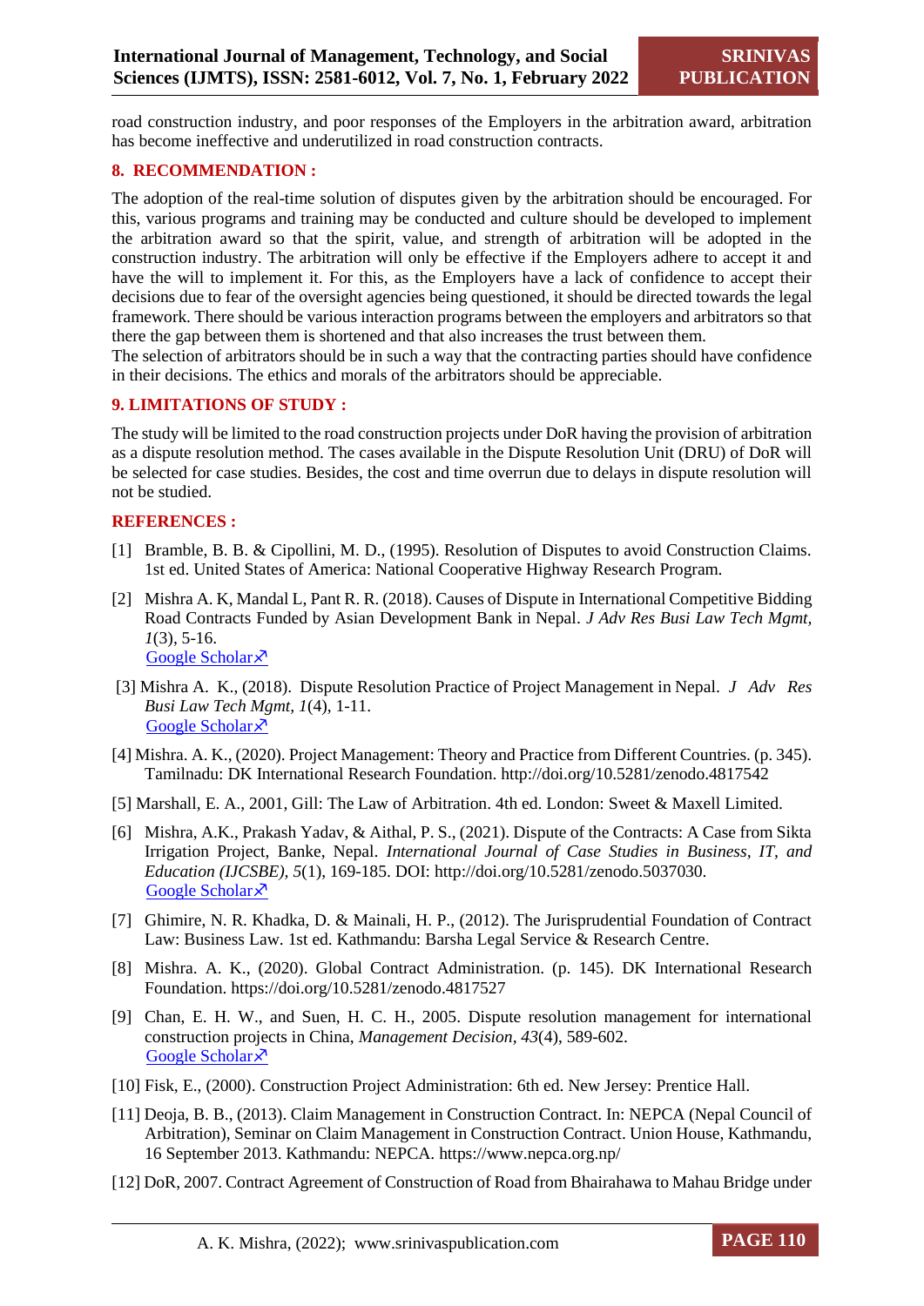road construction industry, and poor responses of the Employers in the arbitration award, arbitration has become ineffective and underutilized in road construction contracts.

## 8. RECOMMENDATION :

The adoption of the real-time solution of disputes given by the arbitration should be encouraged. For this, various programs and training may be conducted and culture should be developed to implement the arbitration award so that the spirit, value, and strength of arbitration will be adopted in the construction industry. The arbitration will only be effective if the Employers adhere to accept it and have the will to implement it. For this, as the Employers have a lack of confidence to accept their decisions due to fear of the oversight agencies being questioned, it should be directed towards the legal framework. There should be various interaction programs between the employers and arbitrators so that there the gap between them is shortened and that also increases the trust between them.
The selection of arbitrators should be in such a way that the contracting parties should have confidence in their decisions. The ethics and morals of the arbitrators should be appreciable.

## 9. LIMITATIONS OF STUDY :

The study will be limited to the road construction projects under DoR having the provision of arbitration as a dispute resolution method. The cases available in the Dispute Resolution Unit (DRU) of DoR will be selected for case studies. Besides, the cost and time overrun due to delays in dispute resolution will not be studied.

## REFERENCES :

[1] Bramble, B. B. & Cipollini, M. D., (1995). Resolution of Disputes to avoid Construction Claims. 1st ed. United States of America: National Cooperative Highway Research Program.

[2] Mishra A. K, Mandal L, Pant R. R. (2018). Causes of Dispute in International Competitive Bidding Road Contracts Funded by Asian Development Bank in Nepal. *J Adv Res Busi Law Tech Mgmt, 1*(3), 5-16.
Google Scholar↗

[3] Mishra A. K., (2018). Dispute Resolution Practice of Project Management in Nepal. *J Adv Res Busi Law Tech Mgmt, 1*(4), 1-11.
Google Scholar↗

[4] Mishra. A. K., (2020). Project Management: Theory and Practice from Different Countries. (p. 345). Tamilnadu: DK International Research Foundation. http://doi.org/10.5281/zenodo.4817542

[5] Marshall, E. A., 2001, Gill: The Law of Arbitration. 4th ed. London: Sweet & Maxell Limited.

[6] Mishra, A.K., Prakash Yadav, & Aithal, P. S., (2021). Dispute of the Contracts: A Case from Sikta Irrigation Project, Banke, Nepal. *International Journal of Case Studies in Business, IT, and Education (IJCSBE), 5*(1), 169-185. DOI: http://doi.org/10.5281/zenodo.5037030.
Google Scholar↗

[7] Ghimire, N. R. Khadka, D. & Mainali, H. P., (2012). The Jurisprudential Foundation of Contract Law: Business Law. 1st ed. Kathmandu: Barsha Legal Service & Research Centre.

[8] Mishra. A. K., (2020). Global Contract Administration. (p. 145). DK International Research Foundation. https://doi.org/10.5281/zenodo.4817527

[9] Chan, E. H. W., and Suen, H. C. H., 2005. Dispute resolution management for international construction projects in China, *Management Decision, 43*(4), 589-602.
Google Scholar↗

[10] Fisk, E., (2000). Construction Project Administration: 6th ed. New Jersey: Prentice Hall.

[11] Deoja, B. B., (2013). Claim Management in Construction Contract. In: NEPCA (Nepal Council of Arbitration), Seminar on Claim Management in Construction Contract. Union House, Kathmandu, 16 September 2013. Kathmandu: NEPCA. https://www.nepca.org.np/

[12] DoR, 2007. Contract Agreement of Construction of Road from Bhairahawa to Mahau Bridge under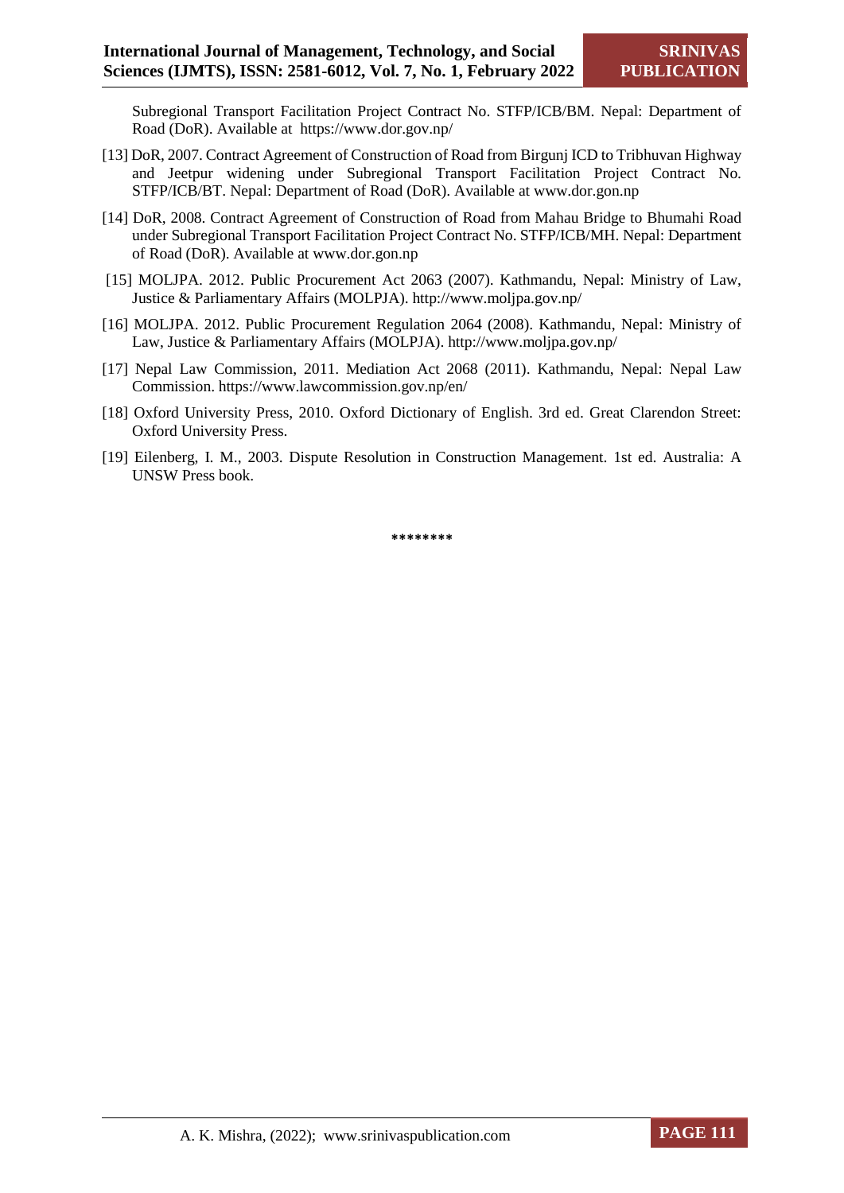Subregional Transport Facilitation Project Contract No. STFP/ICB/BM. Nepal: Department of Road (DoR). Available at https://www.dor.gov.np/

[13] DoR, 2007. Contract Agreement of Construction of Road from Birgunj ICD to Tribhuvan Highway and Jeetpur widening under Subregional Transport Facilitation Project Contract No. STFP/ICB/BT. Nepal: Department of Road (DoR). Available at www.dor.gon.np

[14] DoR, 2008. Contract Agreement of Construction of Road from Mahau Bridge to Bhumahi Road under Subregional Transport Facilitation Project Contract No. STFP/ICB/MH. Nepal: Department of Road (DoR). Available at www.dor.gon.np

[15] MOLJPA. 2012. Public Procurement Act 2063 (2007). Kathmandu, Nepal: Ministry of Law, Justice & Parliamentary Affairs (MOLPJA). http://www.moljpa.gov.np/

[16] MOLJPA. 2012. Public Procurement Regulation 2064 (2008). Kathmandu, Nepal: Ministry of Law, Justice & Parliamentary Affairs (MOLPJA). http://www.moljpa.gov.np/

[17] Nepal Law Commission, 2011. Mediation Act 2068 (2011). Kathmandu, Nepal: Nepal Law Commission. https://www.lawcommission.gov.np/en/

[18] Oxford University Press, 2010. Oxford Dictionary of English. 3rd ed. Great Clarendon Street: Oxford University Press.

[19] Eilenberg, I. M., 2003. Dispute Resolution in Construction Management. 1st ed. Australia: A UNSW Press book.

********